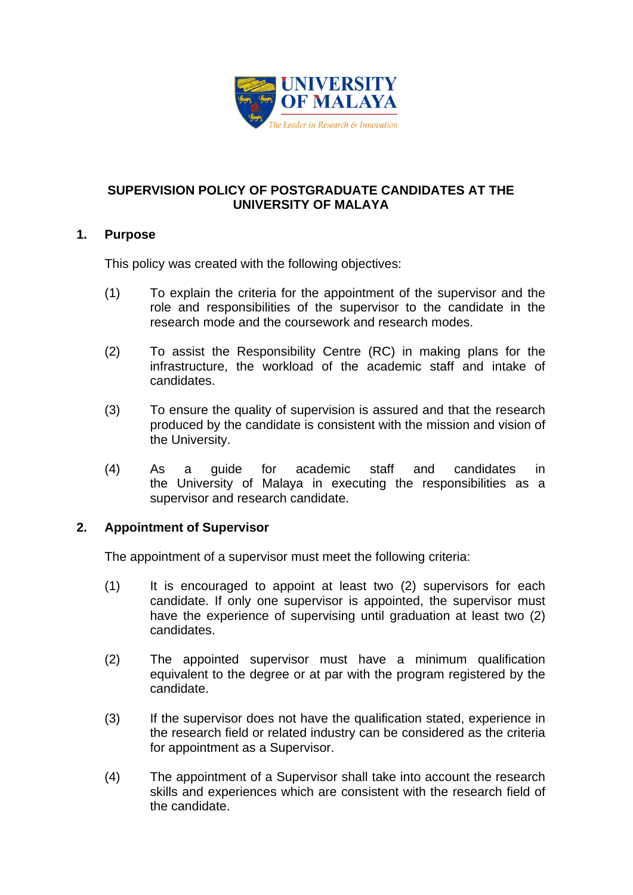# SUPERVISION POLICY OF POSTGRADUATE CANDIDATES AT THE UNIVERSITY OF MALAYA

## 1. Purpose

This policy was created with the following objectives:

(1) To explain the criteria for the appointment of the supervisor and the role and responsibilities of the supervisor to the candidate in the research mode and the coursework and research modes.

(2) To assist the Responsibility Centre (RC) in making plans for the infrastructure, the workload of the academic staff and intake of candidates.

(3) To ensure the quality of supervision is assured and that the research produced by the candidate is consistent with the mission and vision of the University.

(4) As a guide for academic staff and candidates in the University of Malaya in executing the responsibilities as a supervisor and research candidate.

## 2. Appointment of Supervisor

The appointment of a supervisor must meet the following criteria:

(1) It is encouraged to appoint at least two (2) supervisors for each candidate. If only one supervisor is appointed, the supervisor must have the experience of supervising until graduation at least two (2) candidates.

(2) The appointed supervisor must have a minimum qualification equivalent to the degree or at par with the program registered by the candidate.

(3) If the supervisor does not have the qualification stated, experience in the research field or related industry can be considered as the criteria for appointment as a Supervisor.

(4) The appointment of a Supervisor shall take into account the research skills and experiences which are consistent with the research field of the candidate.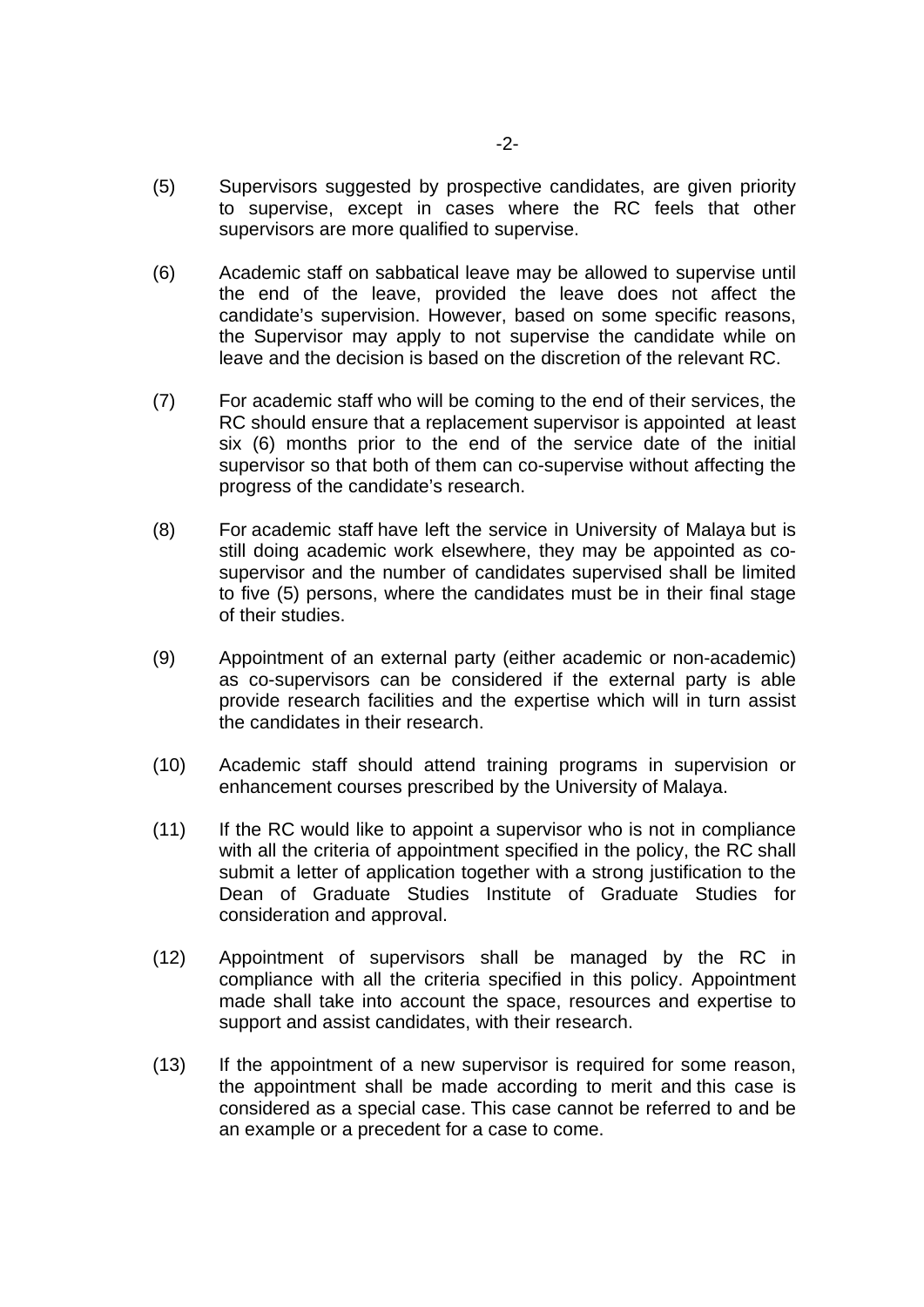(5) Supervisors suggested by prospective candidates, are given priority to supervise, except in cases where the RC feels that other supervisors are more qualified to supervise.

(6) Academic staff on sabbatical leave may be allowed to supervise until the end of the leave, provided the leave does not affect the candidate's supervision. However, based on some specific reasons, the Supervisor may apply to not supervise the candidate while on leave and the decision is based on the discretion of the relevant RC.

(7) For academic staff who will be coming to the end of their services, the RC should ensure that a replacement supervisor is appointed at least six (6) months prior to the end of the service date of the initial supervisor so that both of them can co-supervise without affecting the progress of the candidate's research.

(8) For academic staff have left the service in University of Malaya but is still doing academic work elsewhere, they may be appointed as co-supervisor and the number of candidates supervised shall be limited to five (5) persons, where the candidates must be in their final stage of their studies.

(9) Appointment of an external party (either academic or non-academic) as co-supervisors can be considered if the external party is able provide research facilities and the expertise which will in turn assist the candidates in their research.

(10) Academic staff should attend training programs in supervision or enhancement courses prescribed by the University of Malaya.

(11) If the RC would like to appoint a supervisor who is not in compliance with all the criteria of appointment specified in the policy, the RC shall submit a letter of application together with a strong justification to the Dean of Graduate Studies Institute of Graduate Studies for consideration and approval.

(12) Appointment of supervisors shall be managed by the RC in compliance with all the criteria specified in this policy. Appointment made shall take into account the space, resources and expertise to support and assist candidates, with their research.

(13) If the appointment of a new supervisor is required for some reason, the appointment shall be made according to merit and this case is considered as a special case. This case cannot be referred to and be an example or a precedent for a case to come.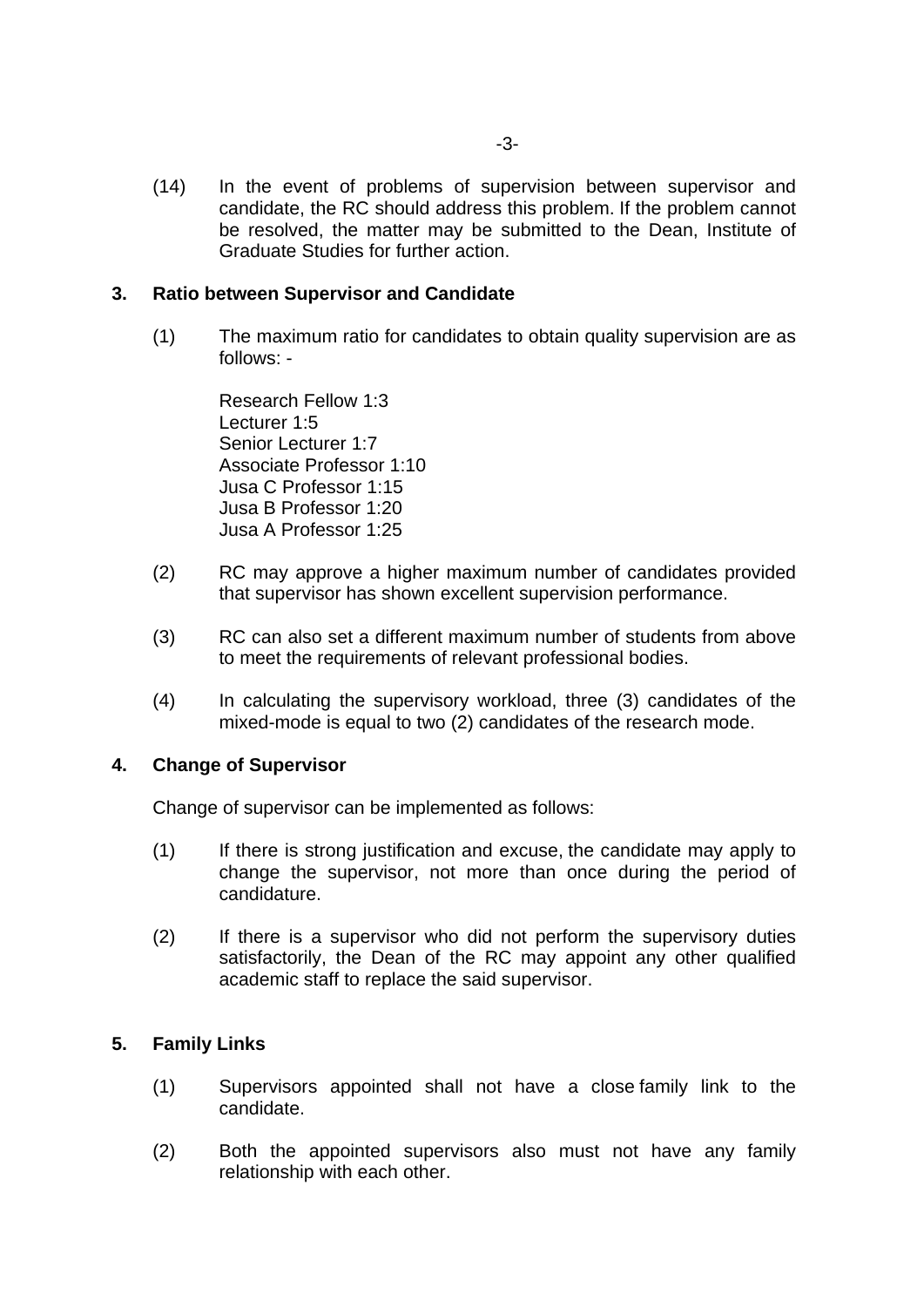(14) In the event of problems of supervision between supervisor and candidate, the RC should address this problem. If the problem cannot be resolved, the matter may be submitted to the Dean, Institute of Graduate Studies for further action.

## 3. Ratio between Supervisor and Candidate

(1) The maximum ratio for candidates to obtain quality supervision are as follows: -

Research Fellow 1:3
Lecturer 1:5
Senior Lecturer 1:7
Associate Professor 1:10
Jusa C Professor 1:15
Jusa B Professor 1:20
Jusa A Professor 1:25

(2) RC may approve a higher maximum number of candidates provided that supervisor has shown excellent supervision performance.

(3) RC can also set a different maximum number of students from above to meet the requirements of relevant professional bodies.

(4) In calculating the supervisory workload, three (3) candidates of the mixed-mode is equal to two (2) candidates of the research mode.

## 4. Change of Supervisor

Change of supervisor can be implemented as follows:

(1) If there is strong justification and excuse, the candidate may apply to change the supervisor, not more than once during the period of candidature.

(2) If there is a supervisor who did not perform the supervisory duties satisfactorily, the Dean of the RC may appoint any other qualified academic staff to replace the said supervisor.

## 5. Family Links

(1) Supervisors appointed shall not have a close family link to the candidate.

(2) Both the appointed supervisors also must not have any family relationship with each other.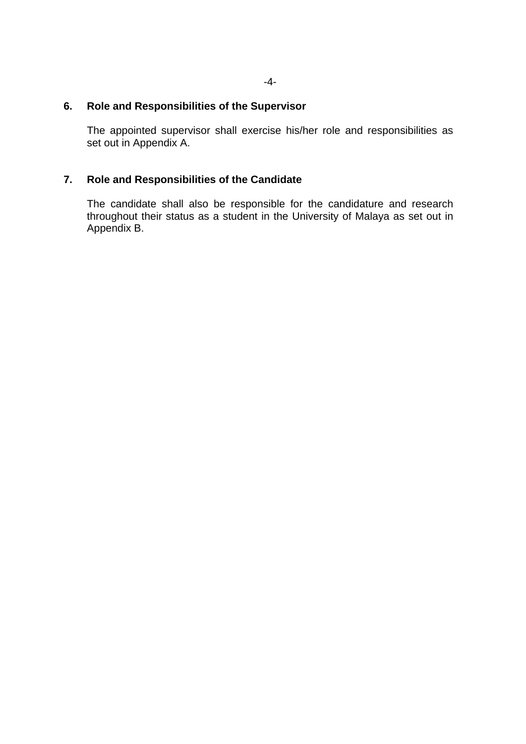## 6. Role and Responsibilities of the Supervisor

The appointed supervisor shall exercise his/her role and responsibilities as set out in Appendix A.

## 7. Role and Responsibilities of the Candidate

The candidate shall also be responsible for the candidature and research throughout their status as a student in the University of Malaya as set out in Appendix B.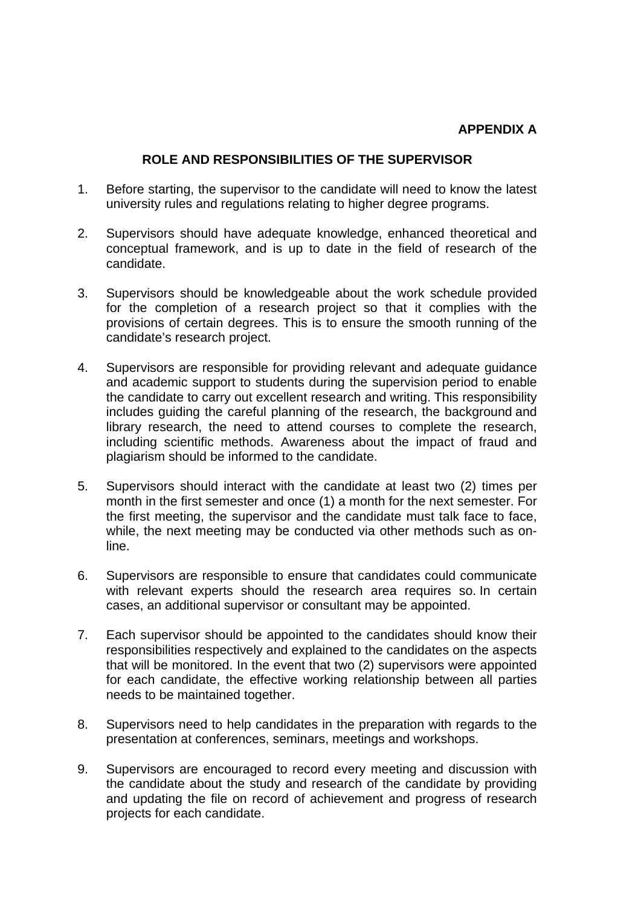**APPENDIX A**

## ROLE AND RESPONSIBILITIES OF THE SUPERVISOR

1. Before starting, the supervisor to the candidate will need to know the latest university rules and regulations relating to higher degree programs.

2. Supervisors should have adequate knowledge, enhanced theoretical and conceptual framework, and is up to date in the field of research of the candidate.

3. Supervisors should be knowledgeable about the work schedule provided for the completion of a research project so that it complies with the provisions of certain degrees. This is to ensure the smooth running of the candidate's research project.

4. Supervisors are responsible for providing relevant and adequate guidance and academic support to students during the supervision period to enable the candidate to carry out excellent research and writing. This responsibility includes guiding the careful planning of the research, the background and library research, the need to attend courses to complete the research, including scientific methods. Awareness about the impact of fraud and plagiarism should be informed to the candidate.

5. Supervisors should interact with the candidate at least two (2) times per month in the first semester and once (1) a month for the next semester. For the first meeting, the supervisor and the candidate must talk face to face, while, the next meeting may be conducted via other methods such as on-line.

6. Supervisors are responsible to ensure that candidates could communicate with relevant experts should the research area requires so. In certain cases, an additional supervisor or consultant may be appointed.

7. Each supervisor should be appointed to the candidates should know their responsibilities respectively and explained to the candidates on the aspects that will be monitored. In the event that two (2) supervisors were appointed for each candidate, the effective working relationship between all parties needs to be maintained together.

8. Supervisors need to help candidates in the preparation with regards to the presentation at conferences, seminars, meetings and workshops.

9. Supervisors are encouraged to record every meeting and discussion with the candidate about the study and research of the candidate by providing and updating the file on record of achievement and progress of research projects for each candidate.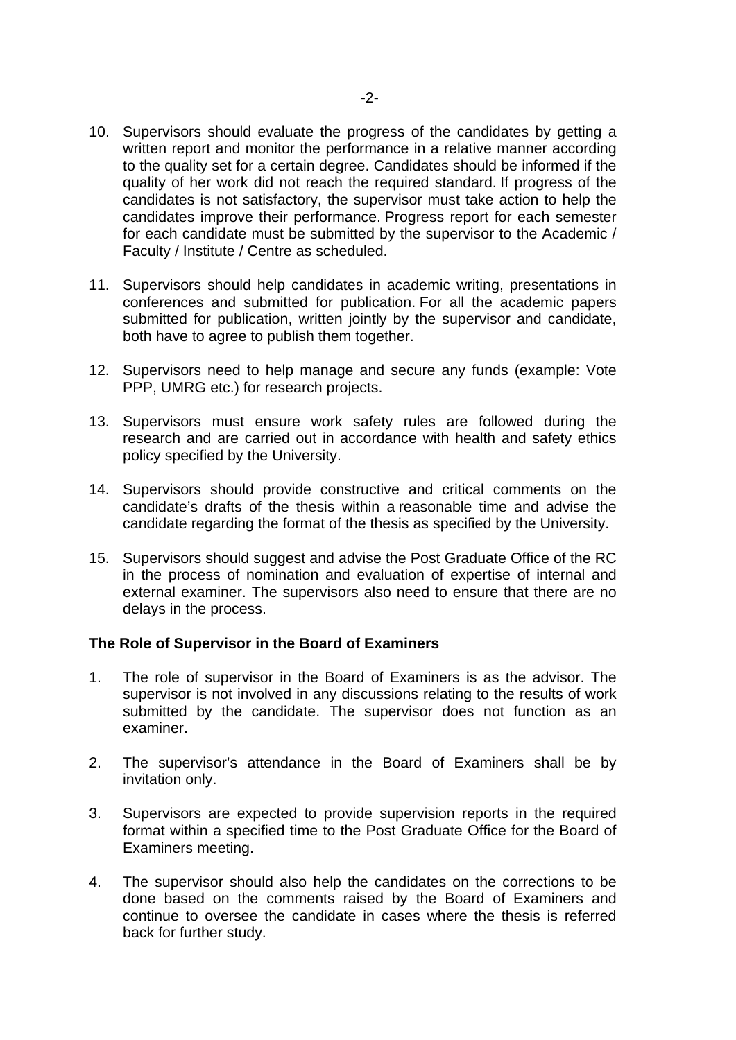10. Supervisors should evaluate the progress of the candidates by getting a written report and monitor the performance in a relative manner according to the quality set for a certain degree. Candidates should be informed if the quality of her work did not reach the required standard. If progress of the candidates is not satisfactory, the supervisor must take action to help the candidates improve their performance. Progress report for each semester for each candidate must be submitted by the supervisor to the Academic / Faculty / Institute / Centre as scheduled.

11. Supervisors should help candidates in academic writing, presentations in conferences and submitted for publication. For all the academic papers submitted for publication, written jointly by the supervisor and candidate, both have to agree to publish them together.

12. Supervisors need to help manage and secure any funds (example: Vote PPP, UMRG etc.) for research projects.

13. Supervisors must ensure work safety rules are followed during the research and are carried out in accordance with health and safety ethics policy specified by the University.

14. Supervisors should provide constructive and critical comments on the candidate's drafts of the thesis within a reasonable time and advise the candidate regarding the format of the thesis as specified by the University.

15. Supervisors should suggest and advise the Post Graduate Office of the RC in the process of nomination and evaluation of expertise of internal and external examiner. The supervisors also need to ensure that there are no delays in the process.

**The Role of Supervisor in the Board of Examiners**

1. The role of supervisor in the Board of Examiners is as the advisor. The supervisor is not involved in any discussions relating to the results of work submitted by the candidate. The supervisor does not function as an examiner.

2. The supervisor's attendance in the Board of Examiners shall be by invitation only.

3. Supervisors are expected to provide supervision reports in the required format within a specified time to the Post Graduate Office for the Board of Examiners meeting.

4. The supervisor should also help the candidates on the corrections to be done based on the comments raised by the Board of Examiners and continue to oversee the candidate in cases where the thesis is referred back for further study.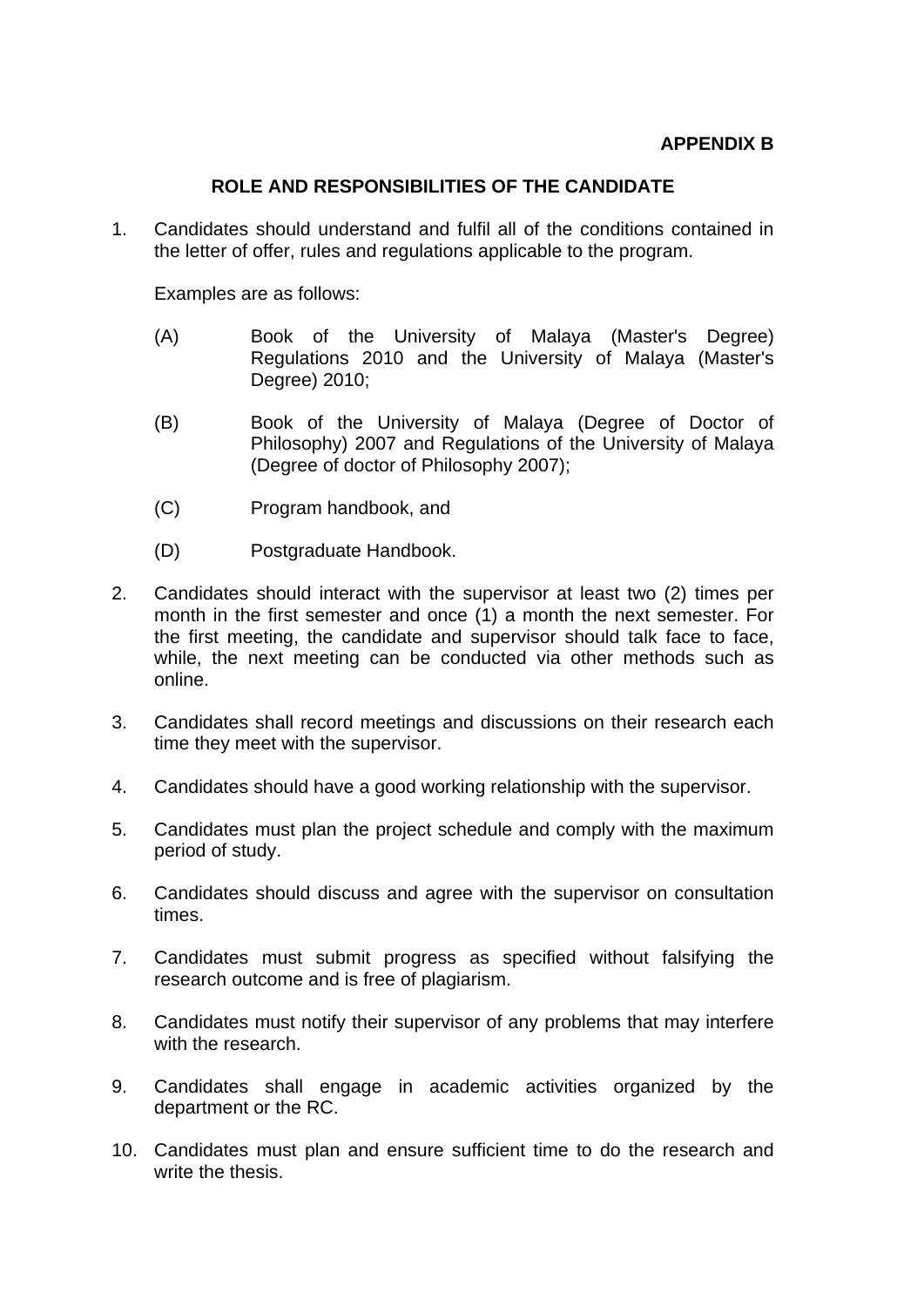**APPENDIX B**

## ROLE AND RESPONSIBILITIES OF THE CANDIDATE

1. Candidates should understand and fulfil all of the conditions contained in the letter of offer, rules and regulations applicable to the program.

   Examples are as follows:

   (A) Book of the University of Malaya (Master's Degree) Regulations 2010 and the University of Malaya (Master's Degree) 2010;

   (B) Book of the University of Malaya (Degree of Doctor of Philosophy) 2007 and Regulations of the University of Malaya (Degree of doctor of Philosophy 2007);

   (C) Program handbook, and

   (D) Postgraduate Handbook.

2. Candidates should interact with the supervisor at least two (2) times per month in the first semester and once (1) a month the next semester. For the first meeting, the candidate and supervisor should talk face to face, while, the next meeting can be conducted via other methods such as online.

3. Candidates shall record meetings and discussions on their research each time they meet with the supervisor.

4. Candidates should have a good working relationship with the supervisor.

5. Candidates must plan the project schedule and comply with the maximum period of study.

6. Candidates should discuss and agree with the supervisor on consultation times.

7. Candidates must submit progress as specified without falsifying the research outcome and is free of plagiarism.

8. Candidates must notify their supervisor of any problems that may interfere with the research.

9. Candidates shall engage in academic activities organized by the department or the RC.

10. Candidates must plan and ensure sufficient time to do the research and write the thesis.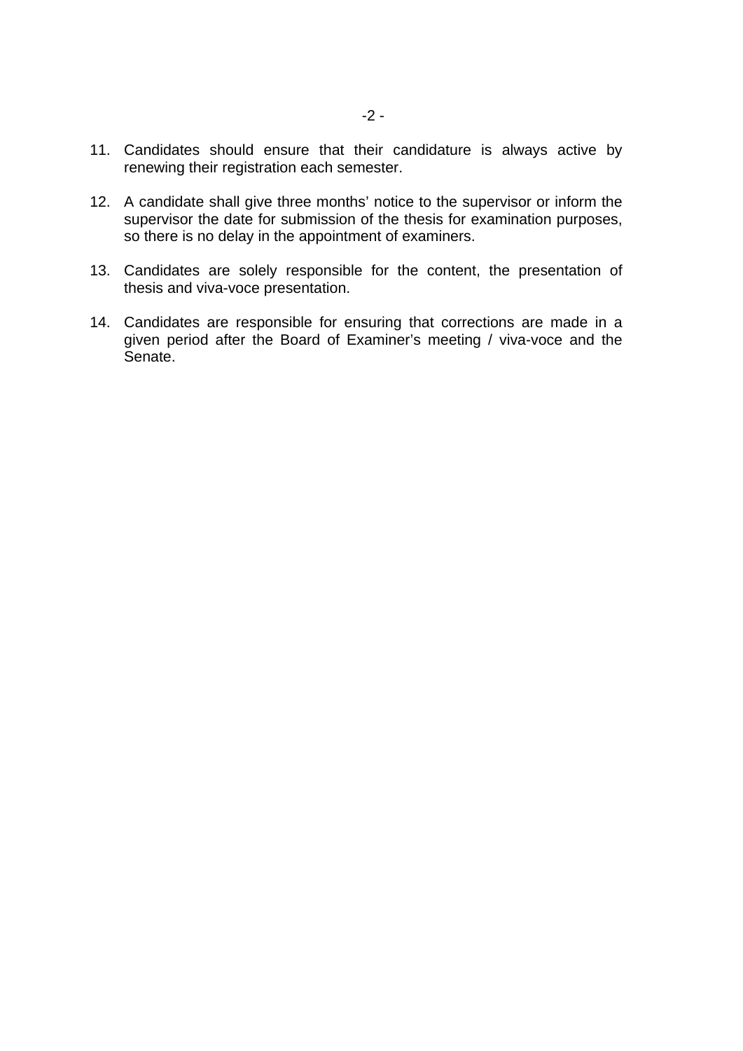11. Candidates should ensure that their candidature is always active by renewing their registration each semester.

12. A candidate shall give three months' notice to the supervisor or inform the supervisor the date for submission of the thesis for examination purposes, so there is no delay in the appointment of examiners.

13. Candidates are solely responsible for the content, the presentation of thesis and viva-voce presentation.

14. Candidates are responsible for ensuring that corrections are made in a given period after the Board of Examiner's meeting / viva-voce and the Senate.